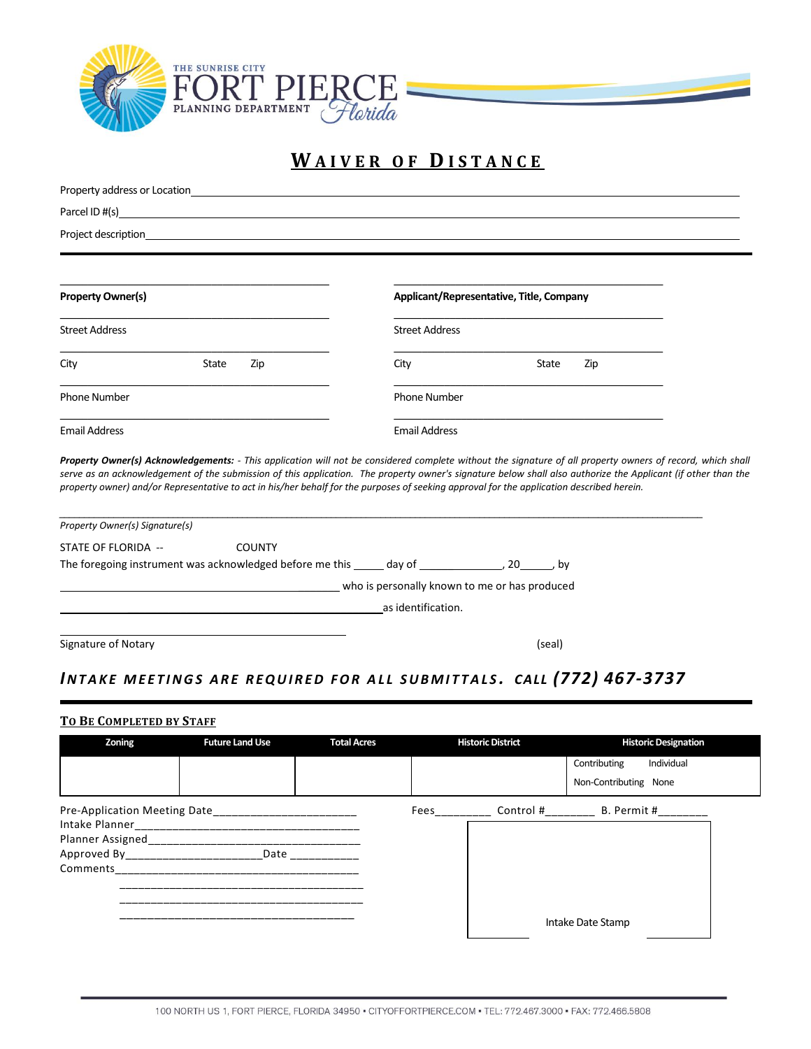THE SUNRISE CITY
FORT PIERCE
PLANNING DEPARTMENT
Florida

# WAIVER OF DISTANCE

Property address or Location\_\_\_\_\_\_\_\_\_\_\_\_\_\_\_\_\_\_\_\_\_\_\_\_\_\_\_\_\_\_\_\_\_\_\_\_\_\_\_\_

Parcel ID #(s)\_\_\_\_\_\_\_\_\_\_\_\_\_\_\_\_\_\_\_\_\_\_\_\_\_\_\_\_\_\_\_\_\_\_\_\_\_\_\_\_

Project description\_\_\_\_\_\_\_\_\_\_\_\_\_\_\_\_\_\_\_\_\_\_\_\_\_\_\_\_\_\_\_\_\_\_\_\_\_\_\_\_

---

| **Property Owner(s)** | **Applicant/Representative, Title, Company** |
|---|---|
| Street Address | Street Address |
| City State Zip | City State Zip |
| Phone Number | Phone Number |
| Email Address | Email Address |

***Property Owner(s) Acknowledgements:*** *- This application will not be considered complete without the signature of all property owners of record, which shall serve as an acknowledgement of the submission of this application. The property owner's signature below shall also authorize the Applicant (if other than the property owner) and/or Representative to act in his/her behalf for the purposes of seeking approval for the application described herein.*

\_\_\_\_\_\_\_\_\_\_\_\_\_\_\_\_\_\_\_\_\_\_\_\_\_\_\_\_\_\_\_\_\_\_\_\_\_\_\_\_
*Property Owner(s) Signature(s)*

STATE OF FLORIDA -- COUNTY

The foregoing instrument was acknowledged before me this \_\_\_\_\_ day of \_\_\_\_\_\_\_\_\_\_\_\_\_\_, 20\_\_\_\_\_\_, by

\_\_\_\_\_\_\_\_\_\_\_\_\_\_\_\_\_\_\_\_\_\_\_\_\_\_\_\_\_\_\_\_\_\_\_\_\_\_\_\_ who is personally known to me or has produced

\_\_\_\_\_\_\_\_\_\_\_\_\_\_\_\_\_\_\_\_\_\_\_\_\_\_\_\_\_\_\_\_\_\_\_\_\_\_\_\_ as identification.

\_\_\_\_\_\_\_\_\_\_\_\_\_\_\_\_\_\_\_\_\_\_\_\_\_\_\_\_\_\_\_\_\_\_\_\_\_\_\_\_
Signature of Notary (seal)

## *INTAKE MEETINGS ARE REQUIRED FOR ALL SUBMITTALS. CALL (772) 467-3737*

---

### TO BE COMPLETED BY STAFF

| Zoning | Future Land Use | Total Acres | Historic District | Historic Designation |
|---|---|---|---|---|
| | | | | Contributing Individual<br>Non-Contributing None |

Pre-Application Meeting Date\_\_\_\_\_\_\_\_\_\_\_\_\_\_\_\_\_\_\_\_\_\_

Intake Planner\_\_\_\_\_\_\_\_\_\_\_\_\_\_\_\_\_\_\_\_\_\_\_\_\_\_\_\_\_\_\_\_\_\_

Planner Assigned\_\_\_\_\_\_\_\_\_\_\_\_\_\_\_\_\_\_\_\_\_\_\_\_\_\_\_\_\_\_\_\_

Approved By\_\_\_\_\_\_\_\_\_\_\_\_\_\_\_\_\_\_\_\_\_\_Date \_\_\_\_\_\_\_\_\_\_\_

Comments\_\_\_\_\_\_\_\_\_\_\_\_\_\_\_\_\_\_\_\_\_\_\_\_\_\_\_\_\_\_\_\_\_\_\_\_\_\_\_\_

\_\_\_\_\_\_\_\_\_\_\_\_\_\_\_\_\_\_\_\_\_\_\_\_\_\_\_\_\_\_\_\_\_\_\_\_\_\_\_\_

\_\_\_\_\_\_\_\_\_\_\_\_\_\_\_\_\_\_\_\_\_\_\_\_\_\_\_\_\_\_\_\_\_\_\_\_\_\_\_\_

\_\_\_\_\_\_\_\_\_\_\_\_\_\_\_\_\_\_\_\_\_\_\_\_\_\_\_\_\_\_\_\_\_\_\_\_\_\_\_\_

Fees\_\_\_\_\_\_\_\_\_ Control #\_\_\_\_\_\_\_\_ B. Permit #\_\_\_\_\_\_\_\_

Intake Date Stamp

100 NORTH US 1, FORT PIERCE, FLORIDA 34950 • CITYOFFORTPIERCE.COM • TEL: 772.467.3000 • FAX: 772.466.5808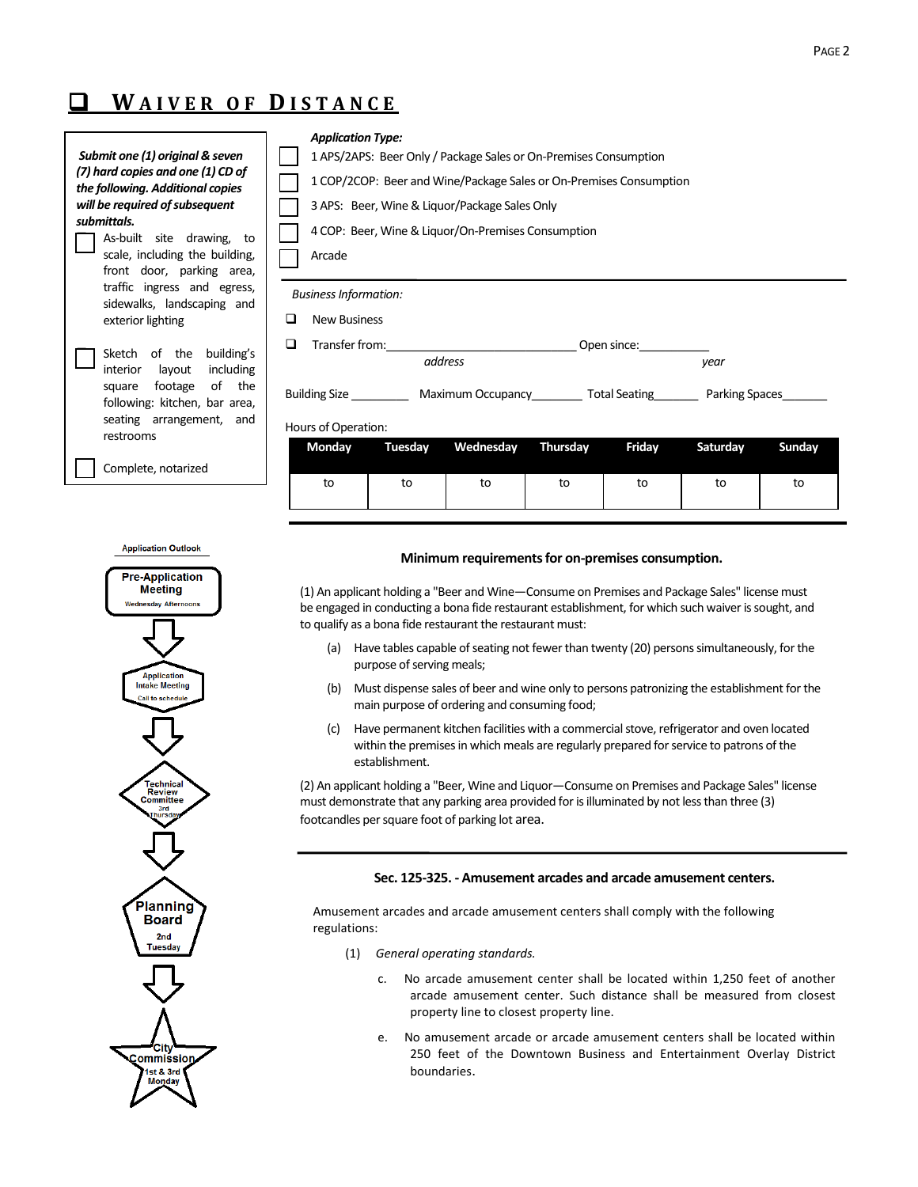# ☐ WAIVER OF DISTANCE

***Submit one (1) original & seven (7) hard copies and one (1) CD of the following. Additional copies will be required of subsequent submittals.***

- ☐ As-built site drawing, to scale, including the building, front door, parking area, traffic ingress and egress, sidewalks, landscaping and exterior lighting
- ☐ Sketch of the building's interior layout including square footage of the following: kitchen, bar area, seating arrangement, and restrooms
- ☐ Complete, notarized

***Application Type:***

- ☐ 1 APS/2APS: Beer Only / Package Sales or On-Premises Consumption
- ☐ 1 COP/2COP: Beer and Wine/Package Sales or On-Premises Consumption
- ☐ 3 APS: Beer, Wine & Liquor/Package Sales Only
- ☐ 4 COP: Beer, Wine & Liquor/On-Premises Consumption
- ☐ Arcade

*Business Information:*

- ☐ New Business
- ☐ Transfer from:_____________________________ Open since:___________
  *address* *year*

Building Size _________ Maximum Occupancy________ Total Seating_______ Parking Spaces_______

Hours of Operation:

| Monday | Tuesday | Wednesday | Thursday | Friday | Saturday | Sunday |
|---|---|---|---|---|---|---|
| to | to | to | to | to | to | to |

Application Outlook

Pre-Application Meeting
Wednesday Afternoons

Application Intake Meeting
Call to schedule

Technical Review Committee
3rd Thursday

Planning Board
2nd Tuesday

City Commission
1st & 3rd Monday

### Minimum requirements for on-premises consumption.

(1) An applicant holding a "Beer and Wine—Consume on Premises and Package Sales" license must be engaged in conducting a bona fide restaurant establishment, for which such waiver is sought, and to qualify as a bona fide restaurant the restaurant must:

(a) Have tables capable of seating not fewer than twenty (20) persons simultaneously, for the purpose of serving meals;

(b) Must dispense sales of beer and wine only to persons patronizing the establishment for the main purpose of ordering and consuming food;

(c) Have permanent kitchen facilities with a commercial stove, refrigerator and oven located within the premises in which meals are regularly prepared for service to patrons of the establishment.

(2) An applicant holding a "Beer, Wine and Liquor—Consume on Premises and Package Sales" license must demonstrate that any parking area provided for is illuminated by not less than three (3) footcandles per square foot of parking lot area.

### Sec. 125-325. - Amusement arcades and arcade amusement centers.

Amusement arcades and arcade amusement centers shall comply with the following regulations:

(1) *General operating standards.*

c. No arcade amusement center shall be located within 1,250 feet of another arcade amusement center. Such distance shall be measured from closest property line to closest property line.

e. No amusement arcade or arcade amusement centers shall be located within 250 feet of the Downtown Business and Entertainment Overlay District boundaries.